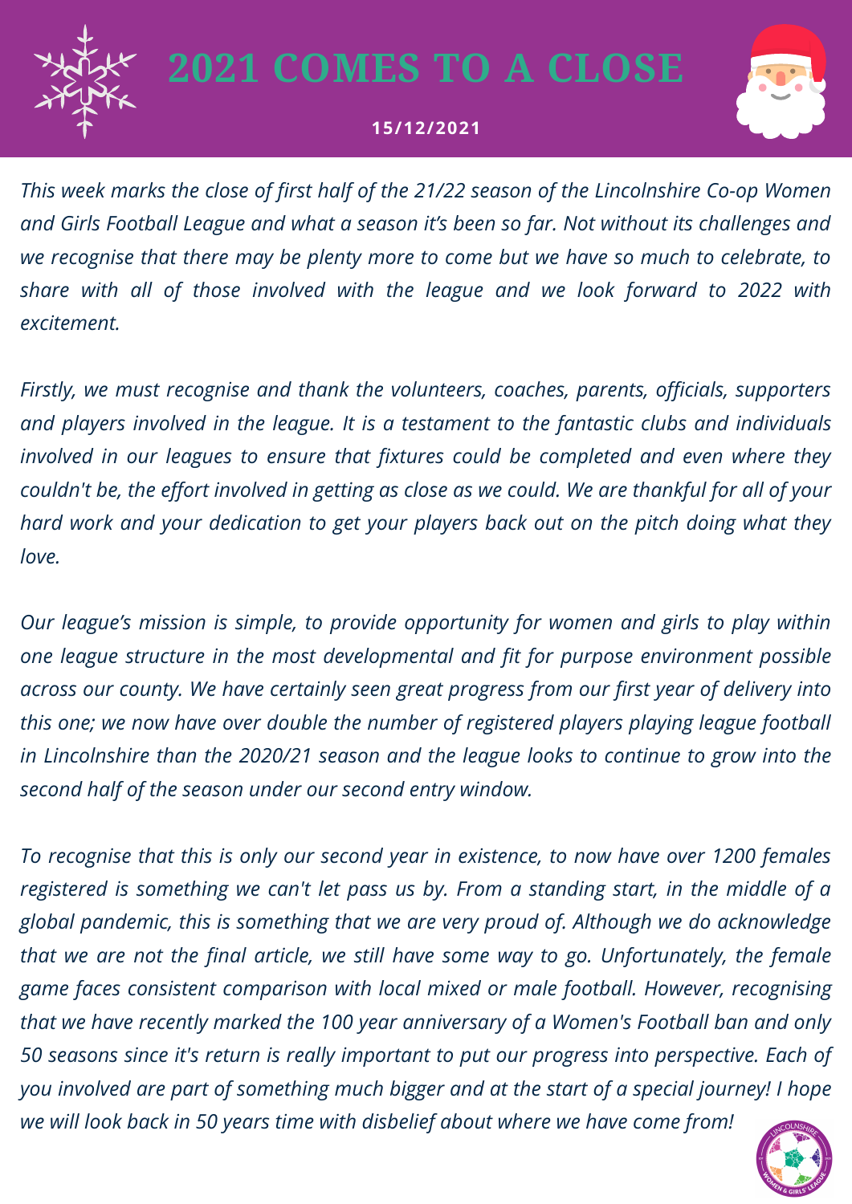# 2021 COMES TO A CLOSE

**15/12/2021**

*This week marks the close of first half of the 21/22 season of the Lincolnshire Co-op Women and Girls Football League and what a season it's been so far. Not without its challenges and we recognise that there may be plenty more to come but we have so much to celebrate, to share with all of those involved with the league and we look forward to 2022 with excitement.*

*Firstly, we must recognise and thank the volunteers, coaches, parents, officials, supporters and players involved in the league. It is a testament to the fantastic clubs and individuals involved in our leagues to ensure that fixtures could be completed and even where they couldn't be, the effort involved in getting as close as we could. We are thankful for all of your hard work and your dedication to get your players back out on the pitch doing what they love.*

*Our league's mission is simple, to provide opportunity for women and girls to play within one league structure in the most developmental and fit for purpose environment possible across our county. We have certainly seen great progress from our first year of delivery into this one; we now have over double the number of registered players playing league football in Lincolnshire than the 2020/21 season and the league looks to continue to grow into the second half of the season under our second entry window.*

*To recognise that this is only our second year in existence, to now have over 1200 females registered is something we can't let pass us by. From a standing start, in the middle of a global pandemic, this is something that we are very proud of. Although we do acknowledge that we are not the final article, we still have some way to go. Unfortunately, the female game faces consistent comparison with local mixed or male football. However, recognising that we have recently marked the 100 year anniversary of a Women's Football ban and only 50 seasons since it's return is really important to put our progress into perspective. Each of you involved are part of something much bigger and at the start of a special journey! I hope we will look back in 50 years time with disbelief about where we have come from!*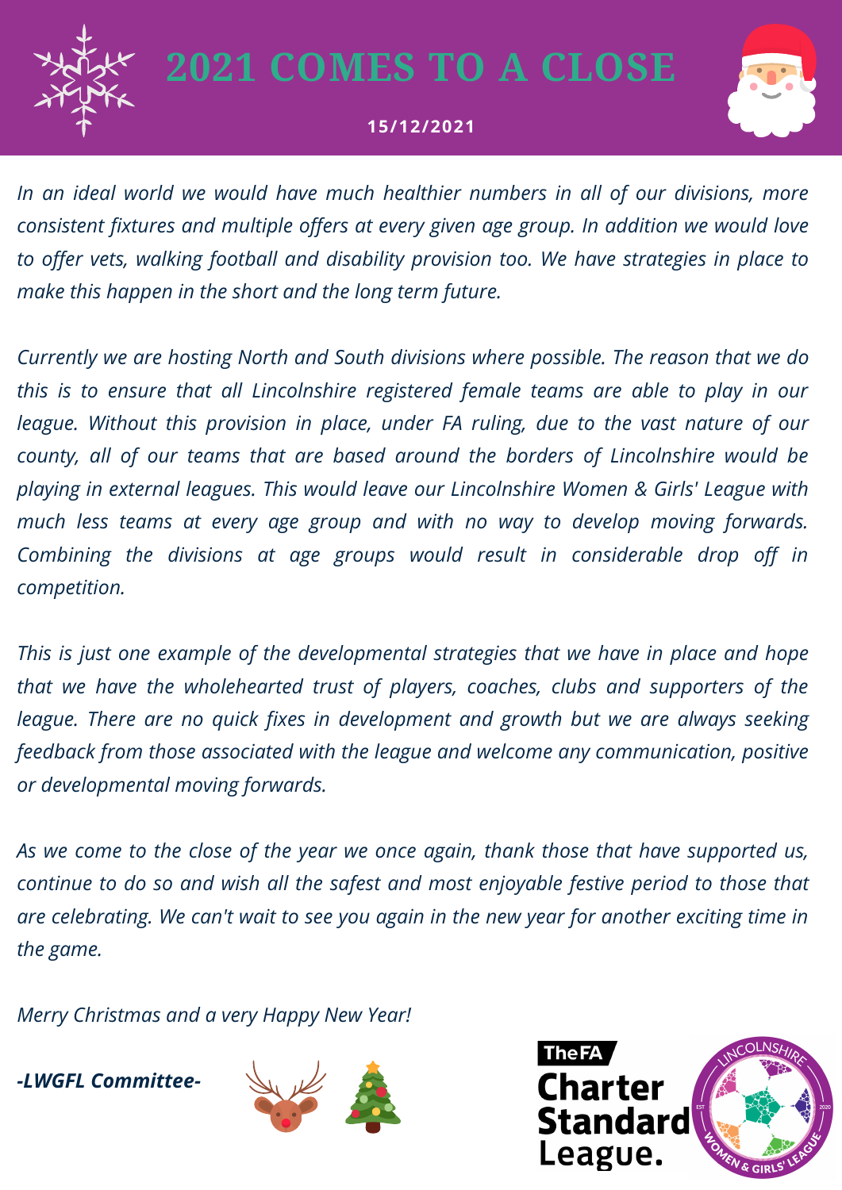# 2021 COMES TO A CLOSE

**15/12/2021**

*In an ideal world we would have much healthier numbers in all of our divisions, more consistent fixtures and multiple offers at every given age group. In addition we would love to offer vets, walking football and disability provision too. We have strategies in place to make this happen in the short and the long term future.*

*Currently we are hosting North and South divisions where possible. The reason that we do this is to ensure that all Lincolnshire registered female teams are able to play in our league. Without this provision in place, under FA ruling, due to the vast nature of our county, all of our teams that are based around the borders of Lincolnshire would be playing in external leagues. This would leave our Lincolnshire Women & Girls' League with much less teams at every age group and with no way to develop moving forwards. Combining the divisions at age groups would result in considerable drop off in competition.*

*This is just one example of the developmental strategies that we have in place and hope that we have the wholehearted trust of players, coaches, clubs and supporters of the league. There are no quick fixes in development and growth but we are always seeking feedback from those associated with the league and welcome any communication, positive or developmental moving forwards.*

*As we come to the close of the year we once again, thank those that have supported us, continue to do so and wish all the safest and most enjoyable festive period to those that are celebrating. We can't wait to see you again in the new year for another exciting time in the game.*

*Merry Christmas and a very Happy New Year!*

***-LWGFL Committee-***

The FA Charter Standard League.